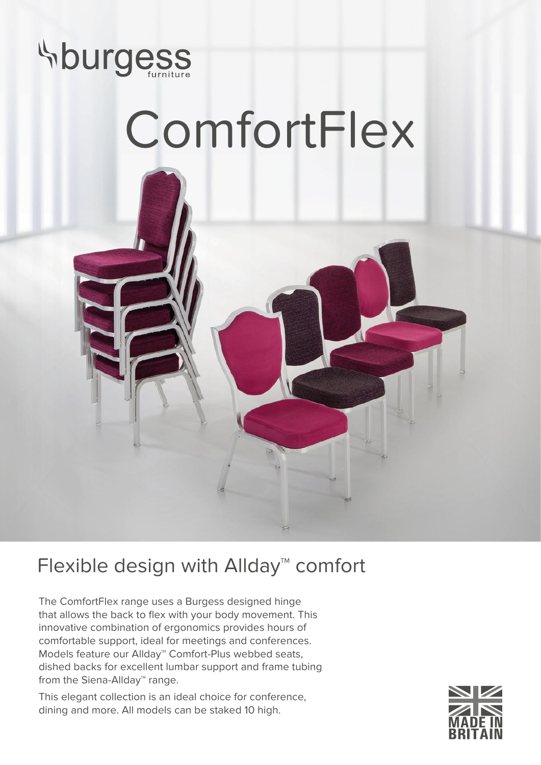burgess furniture

# ComfortFlex

## Flexible design with Allday™ comfort

The ComfortFlex range uses a Burgess designed hinge that allows the back to flex with your body movement. This innovative combination of ergonomics provides hours of comfortable support, ideal for meetings and conferences. Models feature our Allday™ Comfort-Plus webbed seats, dished backs for excellent lumbar support and frame tubing from the Siena-Allday™ range.

This elegant collection is an ideal choice for conference, dining and more. All models can be staked 10 high.

MADE IN BRITAIN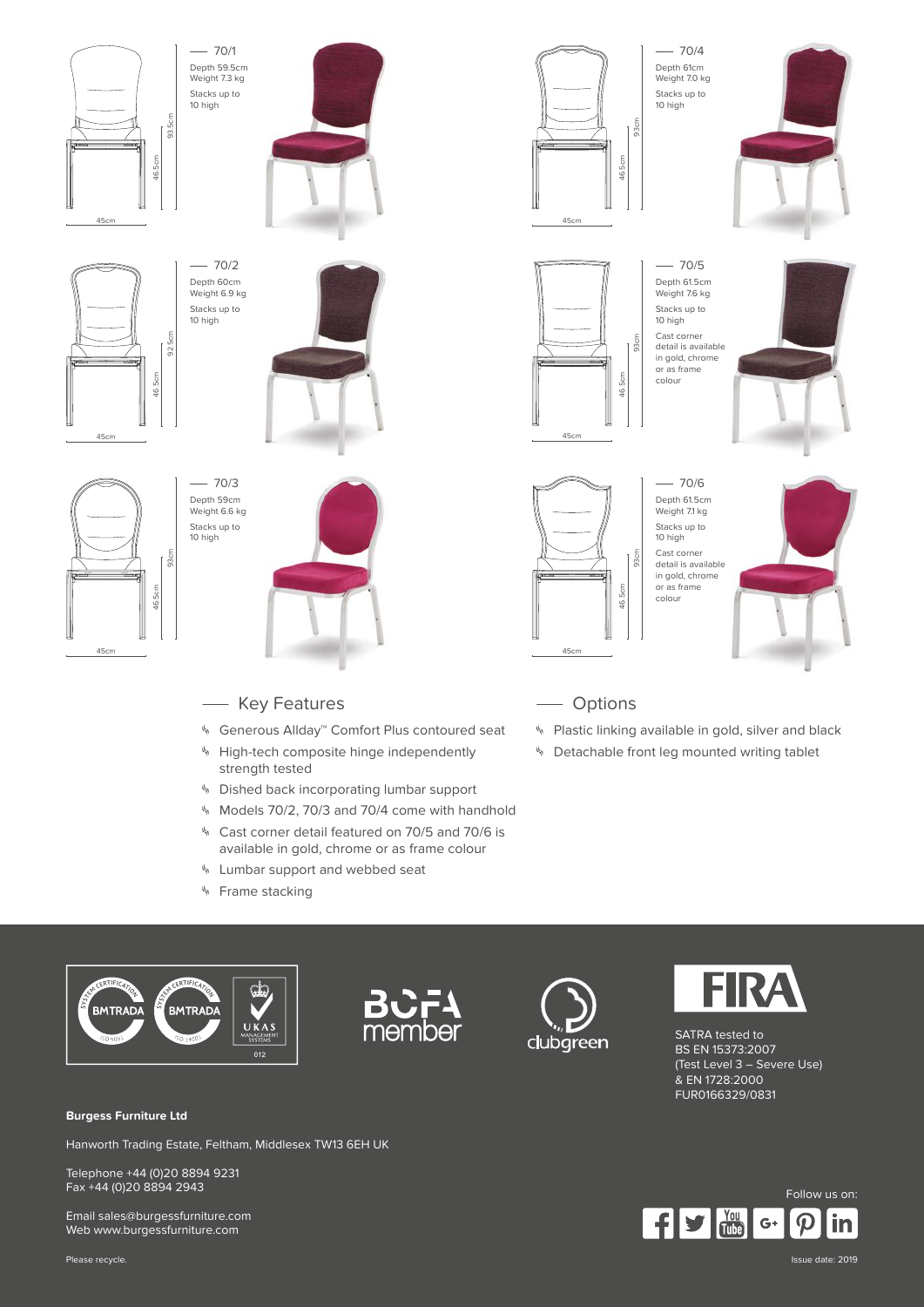## 70/1

Depth 59.5cm
Weight 7.3 kg

Stacks up to 10 high

45cm
46.5cm
93.5cm

## 70/4

Depth 61cm
Weight 7.0 kg

Stacks up to 10 high

45cm
46.5cm
93cm

## 70/2

Depth 60cm
Weight 6.9 kg

Stacks up to 10 high

45cm
46.5cm
92.5cm

## 70/5

Depth 61.5cm
Weight 7.6 kg

Stacks up to 10 high

Cast corner detail is available in gold, chrome or as frame colour

45cm
46.5cm
93cm

## 70/3

Depth 59cm
Weight 6.6 kg

Stacks up to 10 high

45cm
46.5cm
93cm

## 70/6

Depth 61.5cm
Weight 7.1 kg

Stacks up to 10 high

Cast corner detail is available in gold, chrome or as frame colour

45cm
46.5cm
93cm

## Key Features

- Generous Allday™ Comfort Plus contoured seat
- High-tech composite hinge independently strength tested
- Dished back incorporating lumbar support
- Models 70/2, 70/3 and 70/4 come with handhold
- Cast corner detail featured on 70/5 and 70/6 is available in gold, chrome or as frame colour
- Lumbar support and webbed seat
- Frame stacking

## Options

- Plastic linking available in gold, silver and black
- Detachable front leg mounted writing tablet

BMTRADA System Certification ISO 9001 · BMTRADA System Certification ISO 14001 · UKAS Management Systems 012

BCFA member

clubgreen

FIRA

SATRA tested to BS EN 15373:2007 (Test Level 3 – Severe Use) & EN 1728:2000 FUR0166329/0831

**Burgess Furniture Ltd**

Hanworth Trading Estate, Feltham, Middlesex TW13 6EH UK

Telephone +44 (0)20 8894 9231
Fax +44 (0)20 8894 2943

Email sales@burgessfurniture.com
Web www.burgessfurniture.com

Follow us on:

Please recycle.

Issue date: 2019